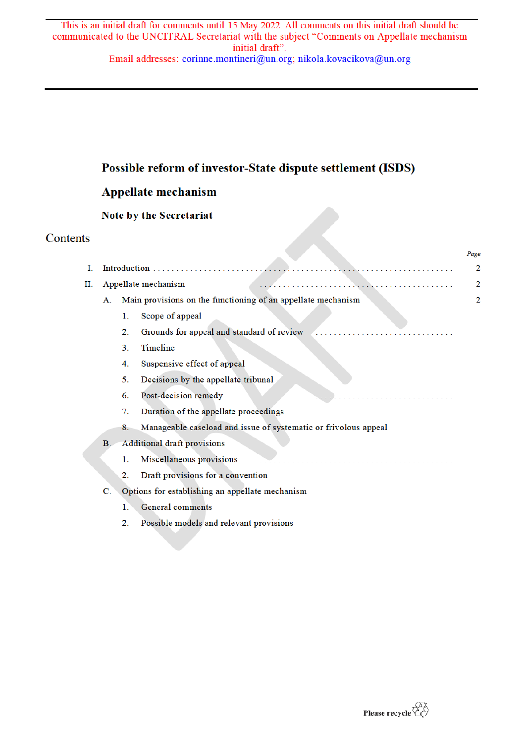This is an initial draft for comments until 15 May 2022. All comments on this initial draft should be communicated to the UNCITRAL Secretariat with the subject "Comments on Appellate mechanism initial draft".
Email addresses: corinne.montineri@un.org; nikola.kovacikova@un.org

# Possible reform of investor-State dispute settlement (ISDS)

# Appellate mechanism

## Note by the Secretariat

## Contents

| | Page |
|---|---|
| I. Introduction | 2 |
| II. Appellate mechanism | 2 |
| A. Main provisions on the functioning of an appellate mechanism | 2 |
| 1. Scope of appeal | |
| 2. Grounds for appeal and standard of review | |
| 3. Timeline | |
| 4. Suspensive effect of appeal | |
| 5. Decisions by the appellate tribunal | |
| 6. Post-decision remedy | |
| 7. Duration of the appellate proceedings | |
| 8. Manageable caseload and issue of systematic or frivolous appeal | |
| B. Additional draft provisions | |
| 1. Miscellaneous provisions | |
| 2. Draft provisions for a convention | |
| C. Options for establishing an appellate mechanism | |
| 1. General comments | |
| 2. Possible models and relevant provisions | |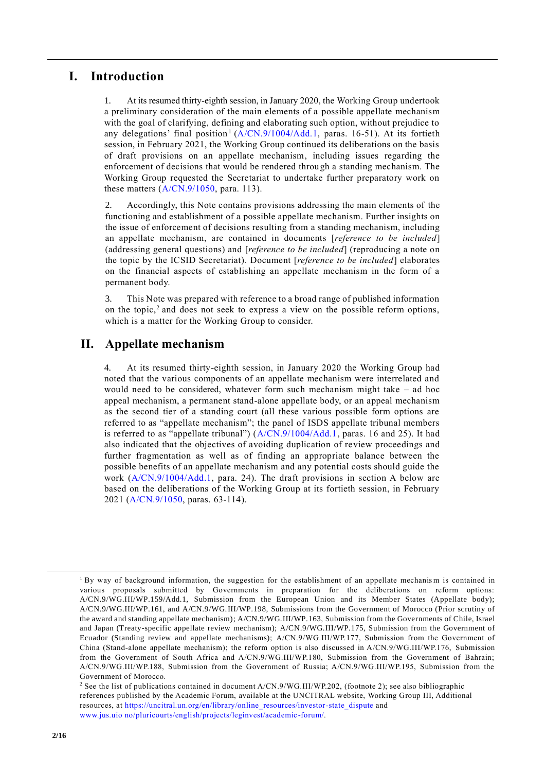# I. Introduction

1. At its resumed thirty-eighth session, in January 2020, the Working Group undertook a preliminary consideration of the main elements of a possible appellate mechanism with the goal of clarifying, defining and elaborating such option, without prejudice to any delegations' final position[1] (A/CN.9/1004/Add.1, paras. 16-51). At its fortieth session, in February 2021, the Working Group continued its deliberations on the basis of draft provisions on an appellate mechanism, including issues regarding the enforcement of decisions that would be rendered through a standing mechanism. The Working Group requested the Secretariat to undertake further preparatory work on these matters (A/CN.9/1050, para. 113).

2. Accordingly, this Note contains provisions addressing the main elements of the functioning and establishment of a possible appellate mechanism. Further insights on the issue of enforcement of decisions resulting from a standing mechanism, including an appellate mechanism, are contained in documents [*reference to be included*] (addressing general questions) and [*reference to be included*] (reproducing a note on the topic by the ICSID Secretariat). Document [*reference to be included*] elaborates on the financial aspects of establishing an appellate mechanism in the form of a permanent body.

3. This Note was prepared with reference to a broad range of published information on the topic,[2] and does not seek to express a view on the possible reform options, which is a matter for the Working Group to consider.

# II. Appellate mechanism

4. At its resumed thirty-eighth session, in January 2020 the Working Group had noted that the various components of an appellate mechanism were interrelated and would need to be considered, whatever form such mechanism might take – ad hoc appeal mechanism, a permanent stand-alone appellate body, or an appeal mechanism as the second tier of a standing court (all these various possible form options are referred to as "appellate mechanism"; the panel of ISDS appellate tribunal members is referred to as "appellate tribunal") (A/CN.9/1004/Add.1, paras. 16 and 25). It had also indicated that the objectives of avoiding duplication of review proceedings and further fragmentation as well as of finding an appropriate balance between the possible benefits of an appellate mechanism and any potential costs should guide the work (A/CN.9/1004/Add.1, para. 24). The draft provisions in section A below are based on the deliberations of the Working Group at its fortieth session, in February 2021 (A/CN.9/1050, paras. 63-114).

---

[1] By way of background information, the suggestion for the establishment of an appellate mechanism is contained in various proposals submitted by Governments in preparation for the deliberations on reform options: A/CN.9/WG.III/WP.159/Add.1, Submission from the European Union and its Member States (Appellate body); A/CN.9/WG.III/WP.161, and A/CN.9/WG.III/WP.198, Submissions from the Government of Morocco (Prior scrutiny of the award and standing appellate mechanism); A/CN.9/WG.III/WP.163, Submission from the Governments of Chile, Israel and Japan (Treaty-specific appellate review mechanism); A/CN.9/WG.III/WP.175, Submission from the Government of Ecuador (Standing review and appellate mechanisms); A/CN.9/WG.III/WP.177, Submission from the Government of China (Stand-alone appellate mechanism); the reform option is also discussed in A/CN.9/WG.III/WP.176, Submission from the Government of South Africa and A/CN.9/WG.III/WP.180, Submission from the Government of Bahrain; A/CN.9/WG.III/WP.188, Submission from the Government of Russia; A/CN.9/WG.III/WP.195, Submission from the Government of Morocco.

[2] See the list of publications contained in document A/CN.9/WG.III/WP.202, (footnote 2); see also bibliographic references published by the Academic Forum, available at the UNCITRAL website, Working Group III, Additional resources, at https://uncitral.un.org/en/library/online_resources/investor-state_dispute and www.jus.uio no/pluricourts/english/projects/leginvest/academic-forum/.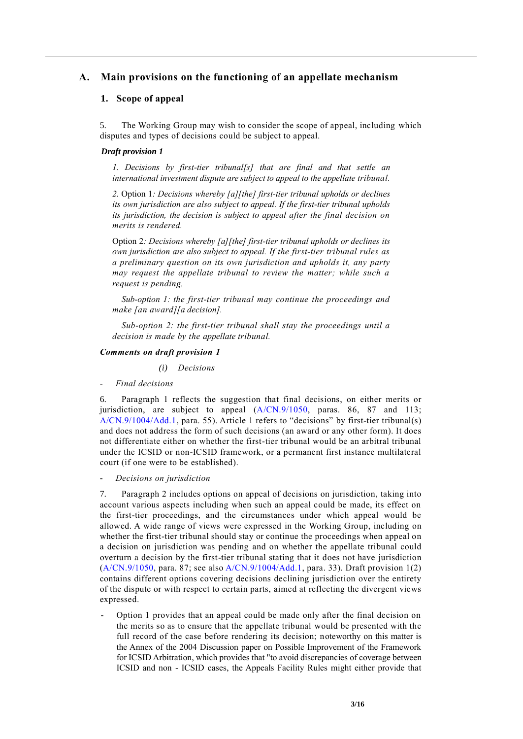## A. Main provisions on the functioning of an appellate mechanism

### 1. Scope of appeal

5. The Working Group may wish to consider the scope of appeal, including which disputes and types of decisions could be subject to appeal.

***Draft provision 1***

*1. Decisions by first-tier tribunal[s] that are final and that settle an international investment dispute are subject to appeal to the appellate tribunal.*

*2.* Option 1*: Decisions whereby [a][the] first-tier tribunal upholds or declines its own jurisdiction are also subject to appeal. If the first-tier tribunal upholds its jurisdiction, the decision is subject to appeal after the final decision on merits is rendered.*

Option 2*: Decisions whereby [a][the] first-tier tribunal upholds or declines its own jurisdiction are also subject to appeal. If the first-tier tribunal rules as a preliminary question on its own jurisdiction and upholds it, any party may request the appellate tribunal to review the matter; while such a request is pending,*

*Sub-option 1: the first-tier tribunal may continue the proceedings and make [an award][a decision].*

*Sub-option 2: the first-tier tribunal shall stay the proceedings until a decision is made by the appellate tribunal.*

***Comments on draft provision 1***

*(i) Decisions*

- *Final decisions*

6. Paragraph 1 reflects the suggestion that final decisions, on either merits or jurisdiction, are subject to appeal (A/CN.9/1050, paras. 86, 87 and 113; A/CN.9/1004/Add.1, para. 55). Article 1 refers to "decisions" by first-tier tribunal(s) and does not address the form of such decisions (an award or any other form). It does not differentiate either on whether the first-tier tribunal would be an arbitral tribunal under the ICSID or non-ICSID framework, or a permanent first instance multilateral court (if one were to be established).

- *Decisions on jurisdiction*

7. Paragraph 2 includes options on appeal of decisions on jurisdiction, taking into account various aspects including when such an appeal could be made, its effect on the first-tier proceedings, and the circumstances under which appeal would be allowed. A wide range of views were expressed in the Working Group, including on whether the first-tier tribunal should stay or continue the proceedings when appeal on a decision on jurisdiction was pending and on whether the appellate tribunal could overturn a decision by the first-tier tribunal stating that it does not have jurisdiction (A/CN.9/1050, para. 87; see also A/CN.9/1004/Add.1, para. 33). Draft provision 1(2) contains different options covering decisions declining jurisdiction over the entirety of the dispute or with respect to certain parts, aimed at reflecting the divergent views expressed.

- Option 1 provides that an appeal could be made only after the final decision on the merits so as to ensure that the appellate tribunal would be presented with the full record of the case before rendering its decision; noteworthy on this matter is the Annex of the 2004 Discussion paper on Possible Improvement of the Framework for ICSID Arbitration, which provides that "to avoid discrepancies of coverage between ICSID and non - ICSID cases, the Appeals Facility Rules might either provide that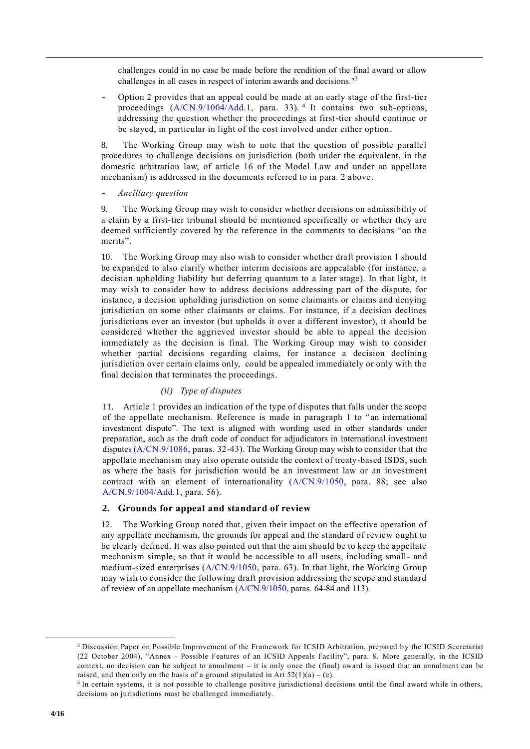challenges could in no case be made before the rendition of the final award or allow challenges in all cases in respect of interim awards and decisions."[3]

- Option 2 provides that an appeal could be made at an early stage of the first-tier proceedings (A/CN.9/1004/Add.1, para. 33).[4] It contains two sub-options, addressing the question whether the proceedings at first-tier should continue or be stayed, in particular in light of the cost involved under either option.

8. The Working Group may wish to note that the question of possible parallel procedures to challenge decisions on jurisdiction (both under the equivalent, in the domestic arbitration law, of article 16 of the Model Law and under an appellate mechanism) is addressed in the documents referred to in para. 2 above.

- *Ancillary question*

9. The Working Group may wish to consider whether decisions on admissibility of a claim by a first-tier tribunal should be mentioned specifically or whether they are deemed sufficiently covered by the reference in the comments to decisions "on the merits".

10. The Working Group may also wish to consider whether draft provision 1 should be expanded to also clarify whether interim decisions are appealable (for instance, a decision upholding liability but deferring quantum to a later stage). In that light, it may wish to consider how to address decisions addressing part of the dispute, for instance, a decision upholding jurisdiction on some claimants or claims and denying jurisdiction on some other claimants or claims. For instance, if a decision declines jurisdictions over an investor (but upholds it over a different investor), it should be considered whether the aggrieved investor should be able to appeal the decision immediately as the decision is final. The Working Group may wish to consider whether partial decisions regarding claims, for instance a decision declining jurisdiction over certain claims only, could be appealed immediately or only with the final decision that terminates the proceedings.

#### (ii) *Type of disputes*

11. Article 1 provides an indication of the type of disputes that falls under the scope of the appellate mechanism. Reference is made in paragraph 1 to "an international investment dispute". The text is aligned with wording used in other standards under preparation, such as the draft code of conduct for adjudicators in international investment disputes (A/CN.9/1086, paras. 32-43). The Working Group may wish to consider that the appellate mechanism may also operate outside the context of treaty-based ISDS, such as where the basis for jurisdiction would be an investment law or an investment contract with an element of internationality (A/CN.9/1050, para. 88; see also A/CN.9/1004/Add.1, para. 56).

### 2. Grounds for appeal and standard of review

12. The Working Group noted that, given their impact on the effective operation of any appellate mechanism, the grounds for appeal and the standard of review ought to be clearly defined. It was also pointed out that the aim should be to keep the appellate mechanism simple, so that it would be accessible to all users, including small- and medium-sized enterprises (A/CN.9/1050, para. 63). In that light, the Working Group may wish to consider the following draft provision addressing the scope and standard of review of an appellate mechanism (A/CN.9/1050, paras. 64-84 and 113).

---

[3] Discussion Paper on Possible Improvement of the Framework for ICSID Arbitration, prepared by the ICSID Secretariat (22 October 2004), "Annex - Possible Features of an ICSID Appeals Facility", para. 8. More generally, in the ICSID context, no decision can be subject to annulment – it is only once the (final) award is issued that an annulment can be raised, and then only on the basis of a ground stipulated in Art 52(1)(a) – (e).

[4] In certain systems, it is not possible to challenge positive jurisdictional decisions until the final award while in others, decisions on jurisdictions must be challenged immediately.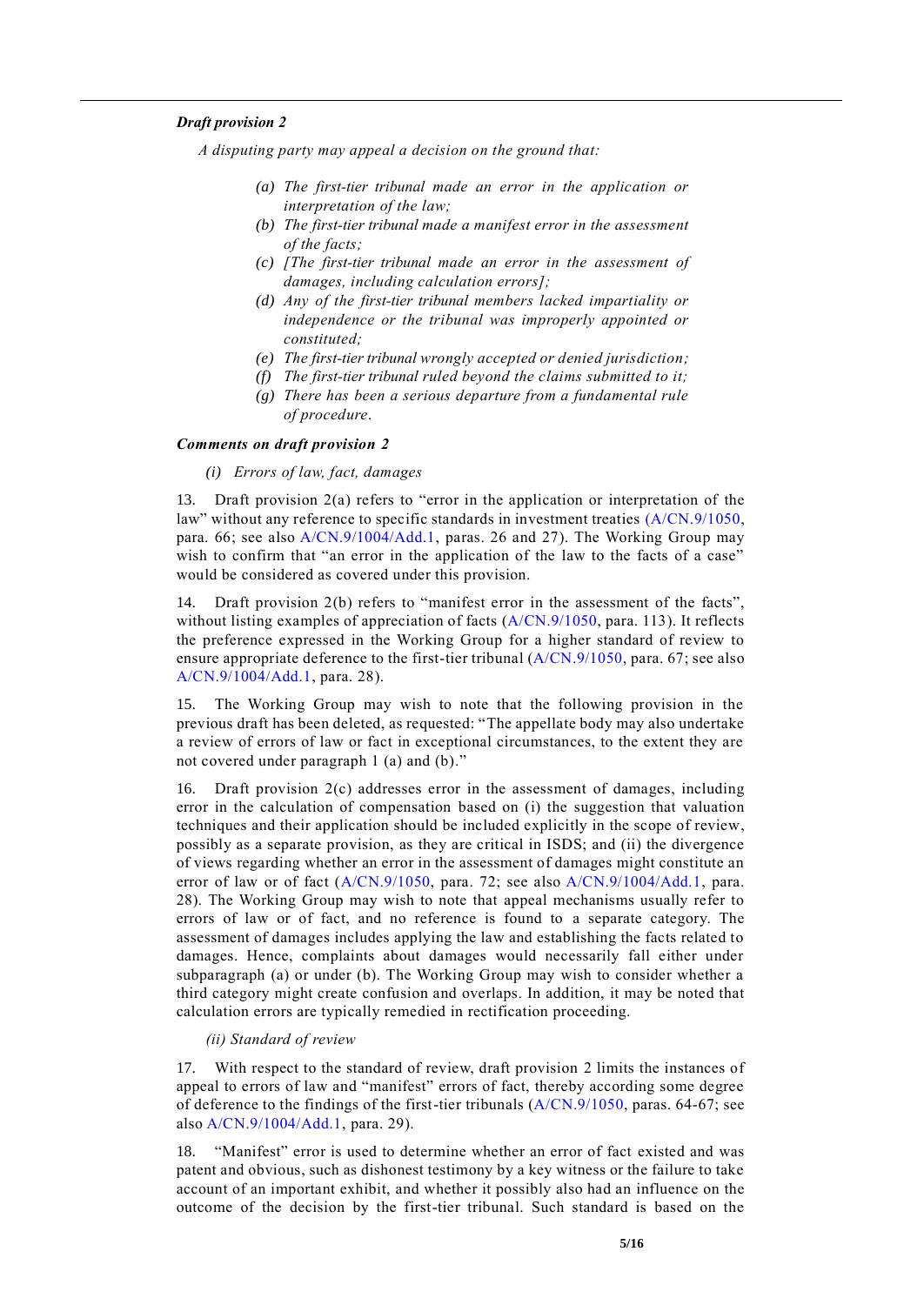***Draft provision 2***

*A disputing party may appeal a decision on the ground that:*

*(a) The first-tier tribunal made an error in the application or interpretation of the law;*

*(b) The first-tier tribunal made a manifest error in the assessment of the facts;*

*(c) [The first-tier tribunal made an error in the assessment of damages, including calculation errors];*

*(d) Any of the first-tier tribunal members lacked impartiality or independence or the tribunal was improperly appointed or constituted;*

*(e) The first-tier tribunal wrongly accepted or denied jurisdiction;*

*(f) The first-tier tribunal ruled beyond the claims submitted to it;*

*(g) There has been a serious departure from a fundamental rule of procedure.*

***Comments on draft provision 2***

*(i) Errors of law, fact, damages*

13. Draft provision 2(a) refers to "error in the application or interpretation of the law" without any reference to specific standards in investment treaties (A/CN.9/1050, para. 66; see also A/CN.9/1004/Add.1, paras. 26 and 27). The Working Group may wish to confirm that "an error in the application of the law to the facts of a case" would be considered as covered under this provision.

14. Draft provision 2(b) refers to "manifest error in the assessment of the facts", without listing examples of appreciation of facts (A/CN.9/1050, para. 113). It reflects the preference expressed in the Working Group for a higher standard of review to ensure appropriate deference to the first-tier tribunal (A/CN.9/1050, para. 67; see also A/CN.9/1004/Add.1, para. 28).

15. The Working Group may wish to note that the following provision in the previous draft has been deleted, as requested: "The appellate body may also undertake a review of errors of law or fact in exceptional circumstances, to the extent they are not covered under paragraph 1 (a) and (b)."

16. Draft provision 2(c) addresses error in the assessment of damages, including error in the calculation of compensation based on (i) the suggestion that valuation techniques and their application should be included explicitly in the scope of review, possibly as a separate provision, as they are critical in ISDS; and (ii) the divergence of views regarding whether an error in the assessment of damages might constitute an error of law or of fact (A/CN.9/1050, para. 72; see also A/CN.9/1004/Add.1, para. 28). The Working Group may wish to note that appeal mechanisms usually refer to errors of law or of fact, and no reference is found to a separate category. The assessment of damages includes applying the law and establishing the facts related to damages. Hence, complaints about damages would necessarily fall either under subparagraph (a) or under (b). The Working Group may wish to consider whether a third category might create confusion and overlaps. In addition, it may be noted that calculation errors are typically remedied in rectification proceeding.

*(ii) Standard of review*

17. With respect to the standard of review, draft provision 2 limits the instances of appeal to errors of law and "manifest" errors of fact, thereby according some degree of deference to the findings of the first-tier tribunals (A/CN.9/1050, paras. 64-67; see also A/CN.9/1004/Add.1, para. 29).

18. "Manifest" error is used to determine whether an error of fact existed and was patent and obvious, such as dishonest testimony by a key witness or the failure to take account of an important exhibit, and whether it possibly also had an influence on the outcome of the decision by the first-tier tribunal. Such standard is based on the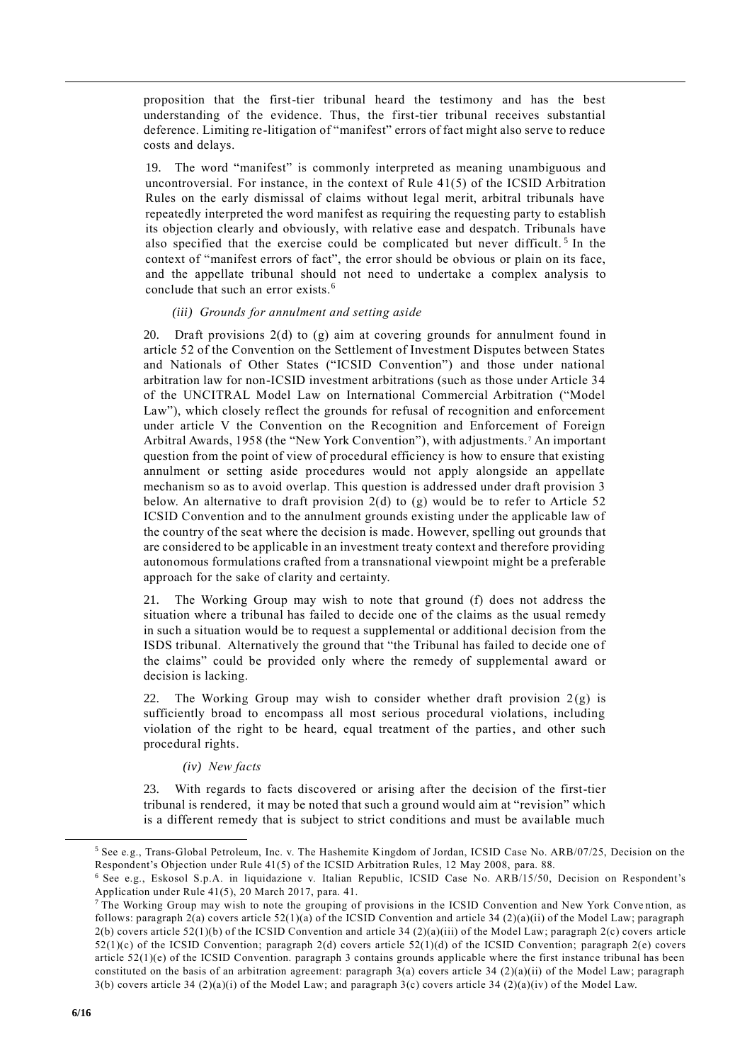proposition that the first-tier tribunal heard the testimony and has the best understanding of the evidence. Thus, the first-tier tribunal receives substantial deference. Limiting re-litigation of "manifest" errors of fact might also serve to reduce costs and delays.

19. The word "manifest" is commonly interpreted as meaning unambiguous and uncontroversial. For instance, in the context of Rule 41(5) of the ICSID Arbitration Rules on the early dismissal of claims without legal merit, arbitral tribunals have repeatedly interpreted the word manifest as requiring the requesting party to establish its objection clearly and obviously, with relative ease and despatch. Tribunals have also specified that the exercise could be complicated but never difficult.[5] In the context of "manifest errors of fact", the error should be obvious or plain on its face, and the appellate tribunal should not need to undertake a complex analysis to conclude that such an error exists.[6]

*(iii) Grounds for annulment and setting aside*

20. Draft provisions 2(d) to (g) aim at covering grounds for annulment found in article 52 of the Convention on the Settlement of Investment Disputes between States and Nationals of Other States ("ICSID Convention") and those under national arbitration law for non-ICSID investment arbitrations (such as those under Article 34 of the UNCITRAL Model Law on International Commercial Arbitration ("Model Law"), which closely reflect the grounds for refusal of recognition and enforcement under article V the Convention on the Recognition and Enforcement of Foreign Arbitral Awards, 1958 (the "New York Convention"), with adjustments.[7] An important question from the point of view of procedural efficiency is how to ensure that existing annulment or setting aside procedures would not apply alongside an appellate mechanism so as to avoid overlap. This question is addressed under draft provision 3 below. An alternative to draft provision 2(d) to (g) would be to refer to Article 52 ICSID Convention and to the annulment grounds existing under the applicable law of the country of the seat where the decision is made. However, spelling out grounds that are considered to be applicable in an investment treaty context and therefore providing autonomous formulations crafted from a transnational viewpoint might be a preferable approach for the sake of clarity and certainty.

21. The Working Group may wish to note that ground (f) does not address the situation where a tribunal has failed to decide one of the claims as the usual remedy in such a situation would be to request a supplemental or additional decision from the ISDS tribunal. Alternatively the ground that "the Tribunal has failed to decide one of the claims" could be provided only where the remedy of supplemental award or decision is lacking.

22. The Working Group may wish to consider whether draft provision 2(g) is sufficiently broad to encompass all most serious procedural violations, including violation of the right to be heard, equal treatment of the parties, and other such procedural rights.

*(iv) New facts*

23. With regards to facts discovered or arising after the decision of the first-tier tribunal is rendered, it may be noted that such a ground would aim at "revision" which is a different remedy that is subject to strict conditions and must be available much

---

[5] See e.g., Trans-Global Petroleum, Inc. v. The Hashemite Kingdom of Jordan, ICSID Case No. ARB/07/25, Decision on the Respondent's Objection under Rule 41(5) of the ICSID Arbitration Rules, 12 May 2008, para. 88.

[6] See e.g., Eskosol S.p.A. in liquidazione v. Italian Republic, ICSID Case No. ARB/15/50, Decision on Respondent's Application under Rule 41(5), 20 March 2017, para. 41.

[7] The Working Group may wish to note the grouping of provisions in the ICSID Convention and New York Convention, as follows: paragraph 2(a) covers article 52(1)(a) of the ICSID Convention and article 34 (2)(a)(ii) of the Model Law; paragraph 2(b) covers article 52(1)(b) of the ICSID Convention and article 34 (2)(a)(iii) of the Model Law; paragraph 2(c) covers article 52(1)(c) of the ICSID Convention; paragraph 2(d) covers article 52(1)(d) of the ICSID Convention; paragraph 2(e) covers article 52(1)(e) of the ICSID Convention. paragraph 3 contains grounds applicable where the first instance tribunal has been constituted on the basis of an arbitration agreement: paragraph 3(a) covers article 34 (2)(a)(ii) of the Model Law; paragraph 3(b) covers article 34 (2)(a)(i) of the Model Law; and paragraph 3(c) covers article 34 (2)(a)(iv) of the Model Law.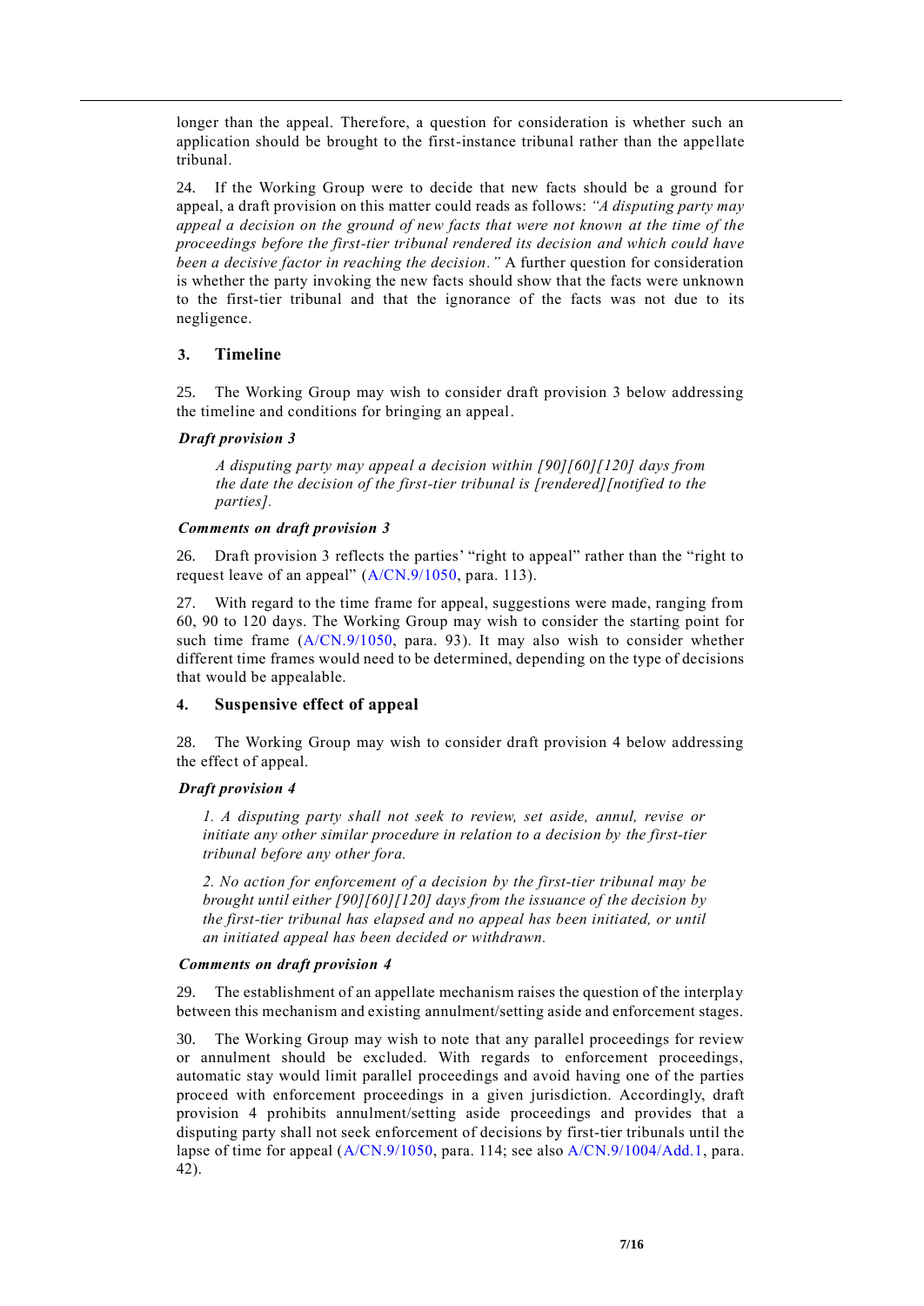longer than the appeal. Therefore, a question for consideration is whether such an application should be brought to the first-instance tribunal rather than the appellate tribunal.

24. If the Working Group were to decide that new facts should be a ground for appeal, a draft provision on this matter could reads as follows: *"A disputing party may appeal a decision on the ground of new facts that were not known at the time of the proceedings before the first-tier tribunal rendered its decision and which could have been a decisive factor in reaching the decision."* A further question for consideration is whether the party invoking the new facts should show that the facts were unknown to the first-tier tribunal and that the ignorance of the facts was not due to its negligence.

### 3. Timeline

25. The Working Group may wish to consider draft provision 3 below addressing the timeline and conditions for bringing an appeal.

***Draft provision 3***

> *A disputing party may appeal a decision within [90][60][120] days from the date the decision of the first-tier tribunal is [rendered][notified to the parties].*

***Comments on draft provision 3***

26. Draft provision 3 reflects the parties' "right to appeal" rather than the "right to request leave of an appeal" (A/CN.9/1050, para. 113).

27. With regard to the time frame for appeal, suggestions were made, ranging from 60, 90 to 120 days. The Working Group may wish to consider the starting point for such time frame (A/CN.9/1050, para. 93). It may also wish to consider whether different time frames would need to be determined, depending on the type of decisions that would be appealable.

### 4. Suspensive effect of appeal

28. The Working Group may wish to consider draft provision 4 below addressing the effect of appeal.

***Draft provision 4***

> *1. A disputing party shall not seek to review, set aside, annul, revise or initiate any other similar procedure in relation to a decision by the first-tier tribunal before any other fora.*
>
> *2. No action for enforcement of a decision by the first-tier tribunal may be brought until either [90][60][120] days from the issuance of the decision by the first-tier tribunal has elapsed and no appeal has been initiated, or until an initiated appeal has been decided or withdrawn.*

***Comments on draft provision 4***

29. The establishment of an appellate mechanism raises the question of the interplay between this mechanism and existing annulment/setting aside and enforcement stages.

30. The Working Group may wish to note that any parallel proceedings for review or annulment should be excluded. With regards to enforcement proceedings, automatic stay would limit parallel proceedings and avoid having one of the parties proceed with enforcement proceedings in a given jurisdiction. Accordingly, draft provision 4 prohibits annulment/setting aside proceedings and provides that a disputing party shall not seek enforcement of decisions by first-tier tribunals until the lapse of time for appeal (A/CN.9/1050, para. 114; see also A/CN.9/1004/Add.1, para. 42).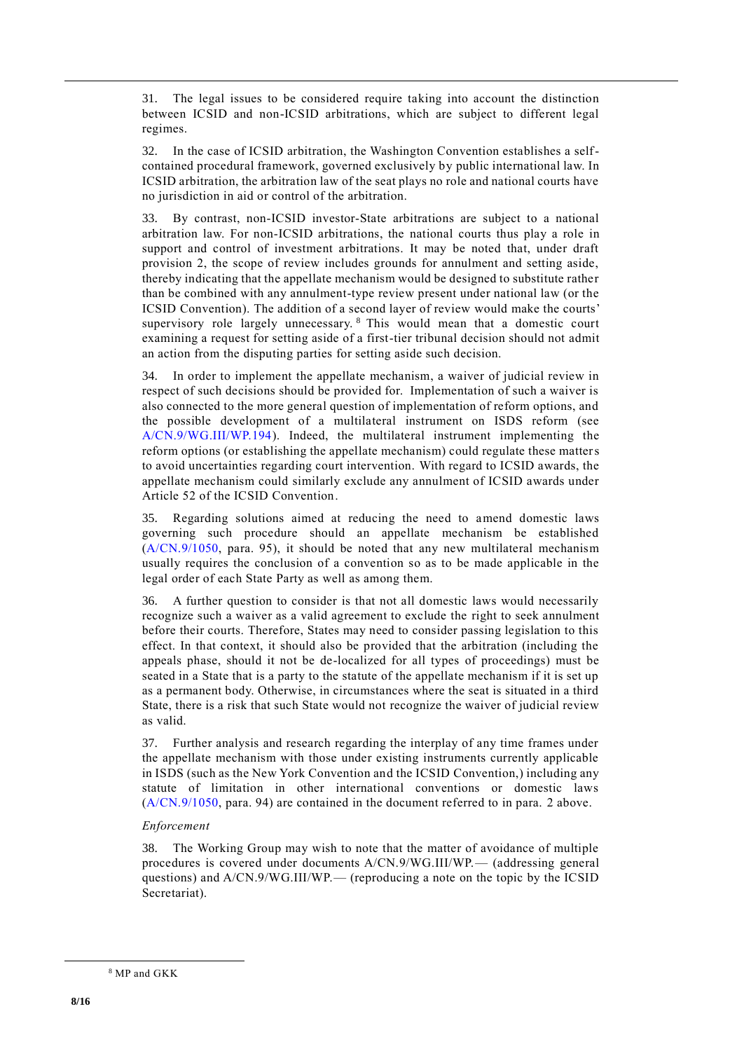31. The legal issues to be considered require taking into account the distinction between ICSID and non-ICSID arbitrations, which are subject to different legal regimes.

32. In the case of ICSID arbitration, the Washington Convention establishes a self-contained procedural framework, governed exclusively by public international law. In ICSID arbitration, the arbitration law of the seat plays no role and national courts have no jurisdiction in aid or control of the arbitration.

33. By contrast, non-ICSID investor-State arbitrations are subject to a national arbitration law. For non-ICSID arbitrations, the national courts thus play a role in support and control of investment arbitrations. It may be noted that, under draft provision 2, the scope of review includes grounds for annulment and setting aside, thereby indicating that the appellate mechanism would be designed to substitute rather than be combined with any annulment-type review present under national law (or the ICSID Convention). The addition of a second layer of review would make the courts' supervisory role largely unnecessary.[8] This would mean that a domestic court examining a request for setting aside of a first-tier tribunal decision should not admit an action from the disputing parties for setting aside such decision.

34. In order to implement the appellate mechanism, a waiver of judicial review in respect of such decisions should be provided for. Implementation of such a waiver is also connected to the more general question of implementation of reform options, and the possible development of a multilateral instrument on ISDS reform (see A/CN.9/WG.III/WP.194). Indeed, the multilateral instrument implementing the reform options (or establishing the appellate mechanism) could regulate these matters to avoid uncertainties regarding court intervention. With regard to ICSID awards, the appellate mechanism could similarly exclude any annulment of ICSID awards under Article 52 of the ICSID Convention.

35. Regarding solutions aimed at reducing the need to amend domestic laws governing such procedure should an appellate mechanism be established (A/CN.9/1050, para. 95), it should be noted that any new multilateral mechanism usually requires the conclusion of a convention so as to be made applicable in the legal order of each State Party as well as among them.

36. A further question to consider is that not all domestic laws would necessarily recognize such a waiver as a valid agreement to exclude the right to seek annulment before their courts. Therefore, States may need to consider passing legislation to this effect. In that context, it should also be provided that the arbitration (including the appeals phase, should it not be de-localized for all types of proceedings) must be seated in a State that is a party to the statute of the appellate mechanism if it is set up as a permanent body. Otherwise, in circumstances where the seat is situated in a third State, there is a risk that such State would not recognize the waiver of judicial review as valid.

37. Further analysis and research regarding the interplay of any time frames under the appellate mechanism with those under existing instruments currently applicable in ISDS (such as the New York Convention and the ICSID Convention,) including any statute of limitation in other international conventions or domestic laws (A/CN.9/1050, para. 94) are contained in the document referred to in para. 2 above.

*Enforcement*

38. The Working Group may wish to note that the matter of avoidance of multiple procedures is covered under documents A/CN.9/WG.III/WP.— (addressing general questions) and A/CN.9/WG.III/WP.— (reproducing a note on the topic by the ICSID Secretariat).

---

[8] MP and GKK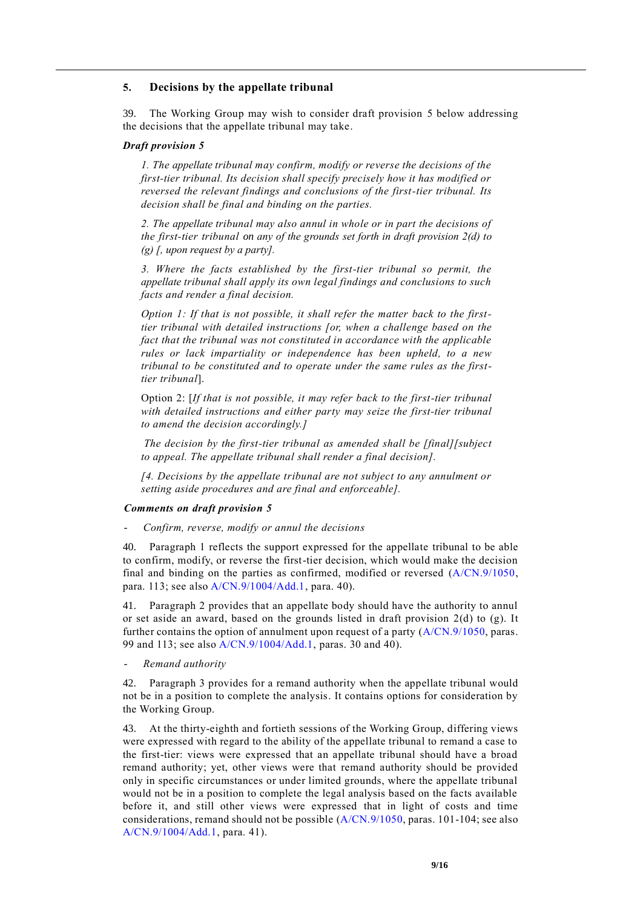## 5. Decisions by the appellate tribunal

39. The Working Group may wish to consider draft provision 5 below addressing the decisions that the appellate tribunal may take.

***Draft provision 5***

*1. The appellate tribunal may confirm, modify or reverse the decisions of the first-tier tribunal. Its decision shall specify precisely how it has modified or reversed the relevant findings and conclusions of the first-tier tribunal. Its decision shall be final and binding on the parties.*

*2. The appellate tribunal may also annul in whole or in part the decisions of the first-tier tribunal on any of the grounds set forth in draft provision 2(d) to (g) [, upon request by a party].*

*3. Where the facts established by the first-tier tribunal so permit, the appellate tribunal shall apply its own legal findings and conclusions to such facts and render a final decision.*

*Option 1: If that is not possible, it shall refer the matter back to the first-tier tribunal with detailed instructions [or, when a challenge based on the fact that the tribunal was not constituted in accordance with the applicable rules or lack impartiality or independence has been upheld, to a new tribunal to be constituted and to operate under the same rules as the first-tier tribunal*].

Option 2: [*If that is not possible, it may refer back to the first-tier tribunal with detailed instructions and either party may seize the first-tier tribunal to amend the decision accordingly.]*

*The decision by the first-tier tribunal as amended shall be [final][subject to appeal. The appellate tribunal shall render a final decision].*

*[4. Decisions by the appellate tribunal are not subject to any annulment or setting aside procedures and are final and enforceable].*

***Comments on draft provision 5***

- *Confirm, reverse, modify or annul the decisions*

40. Paragraph 1 reflects the support expressed for the appellate tribunal to be able to confirm, modify, or reverse the first-tier decision, which would make the decision final and binding on the parties as confirmed, modified or reversed (A/CN.9/1050, para. 113; see also A/CN.9/1004/Add.1, para. 40).

41. Paragraph 2 provides that an appellate body should have the authority to annul or set aside an award, based on the grounds listed in draft provision 2(d) to (g). It further contains the option of annulment upon request of a party (A/CN.9/1050, paras. 99 and 113; see also A/CN.9/1004/Add.1, paras. 30 and 40).

- *Remand authority*

42. Paragraph 3 provides for a remand authority when the appellate tribunal would not be in a position to complete the analysis. It contains options for consideration by the Working Group.

43. At the thirty-eighth and fortieth sessions of the Working Group, differing views were expressed with regard to the ability of the appellate tribunal to remand a case to the first-tier: views were expressed that an appellate tribunal should have a broad remand authority; yet, other views were that remand authority should be provided only in specific circumstances or under limited grounds, where the appellate tribunal would not be in a position to complete the legal analysis based on the facts available before it, and still other views were expressed that in light of costs and time considerations, remand should not be possible (A/CN.9/1050, paras. 101-104; see also A/CN.9/1004/Add.1, para. 41).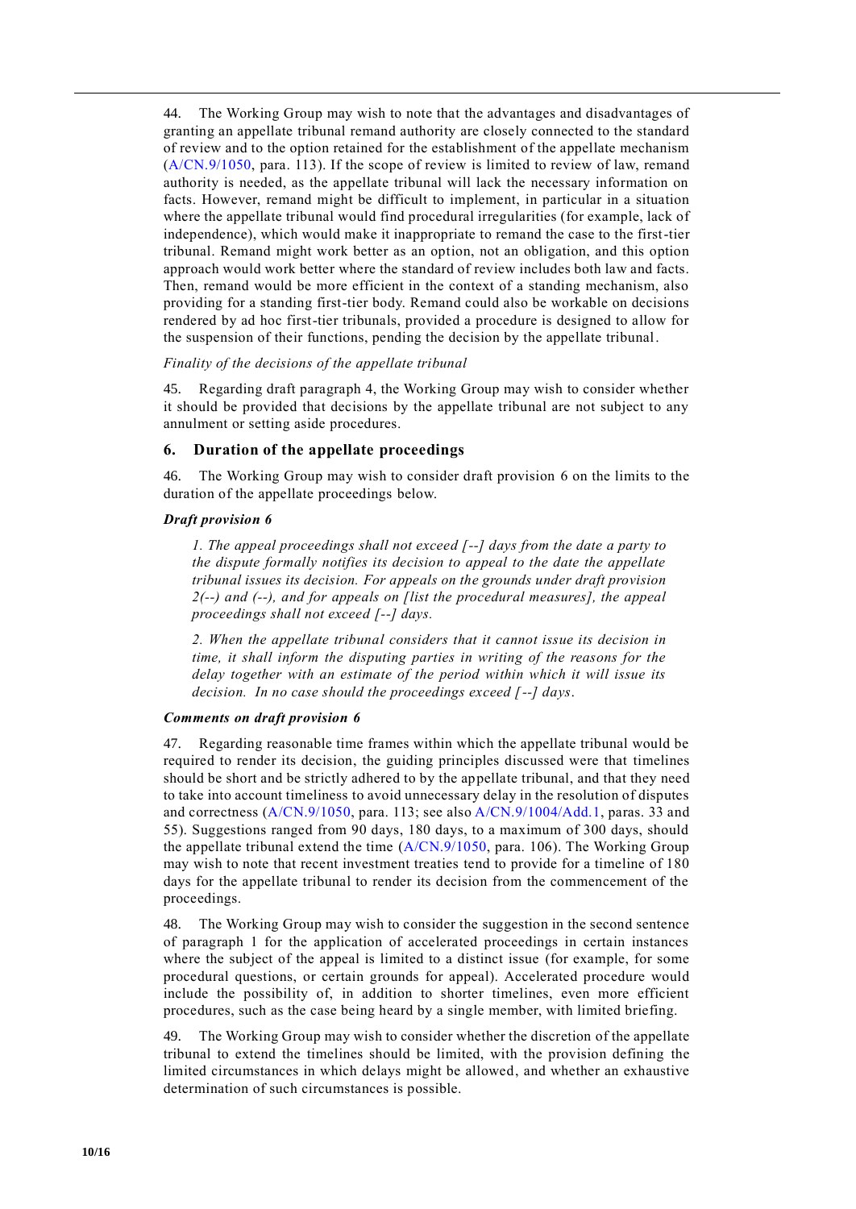44. The Working Group may wish to note that the advantages and disadvantages of granting an appellate tribunal remand authority are closely connected to the standard of review and to the option retained for the establishment of the appellate mechanism (A/CN.9/1050, para. 113). If the scope of review is limited to review of law, remand authority is needed, as the appellate tribunal will lack the necessary information on facts. However, remand might be difficult to implement, in particular in a situation where the appellate tribunal would find procedural irregularities (for example, lack of independence), which would make it inappropriate to remand the case to the first-tier tribunal. Remand might work better as an option, not an obligation, and this option approach would work better where the standard of review includes both law and facts. Then, remand would be more efficient in the context of a standing mechanism, also providing for a standing first-tier body. Remand could also be workable on decisions rendered by ad hoc first-tier tribunals, provided a procedure is designed to allow for the suspension of their functions, pending the decision by the appellate tribunal.

*Finality of the decisions of the appellate tribunal*

45. Regarding draft paragraph 4, the Working Group may wish to consider whether it should be provided that decisions by the appellate tribunal are not subject to any annulment or setting aside procedures.

## 6. Duration of the appellate proceedings

46. The Working Group may wish to consider draft provision 6 on the limits to the duration of the appellate proceedings below.

***Draft provision 6***

> *1. The appeal proceedings shall not exceed [--] days from the date a party to the dispute formally notifies its decision to appeal to the date the appellate tribunal issues its decision. For appeals on the grounds under draft provision 2(--) and (--), and for appeals on [list the procedural measures], the appeal proceedings shall not exceed [--] days.*
>
> *2. When the appellate tribunal considers that it cannot issue its decision in time, it shall inform the disputing parties in writing of the reasons for the delay together with an estimate of the period within which it will issue its decision. In no case should the proceedings exceed [--] days.*

***Comments on draft provision 6***

47. Regarding reasonable time frames within which the appellate tribunal would be required to render its decision, the guiding principles discussed were that timelines should be short and be strictly adhered to by the appellate tribunal, and that they need to take into account timeliness to avoid unnecessary delay in the resolution of disputes and correctness (A/CN.9/1050, para. 113; see also A/CN.9/1004/Add.1, paras. 33 and 55). Suggestions ranged from 90 days, 180 days, to a maximum of 300 days, should the appellate tribunal extend the time (A/CN.9/1050, para. 106). The Working Group may wish to note that recent investment treaties tend to provide for a timeline of 180 days for the appellate tribunal to render its decision from the commencement of the proceedings.

48. The Working Group may wish to consider the suggestion in the second sentence of paragraph 1 for the application of accelerated proceedings in certain instances where the subject of the appeal is limited to a distinct issue (for example, for some procedural questions, or certain grounds for appeal). Accelerated procedure would include the possibility of, in addition to shorter timelines, even more efficient procedures, such as the case being heard by a single member, with limited briefing.

49. The Working Group may wish to consider whether the discretion of the appellate tribunal to extend the timelines should be limited, with the provision defining the limited circumstances in which delays might be allowed, and whether an exhaustive determination of such circumstances is possible.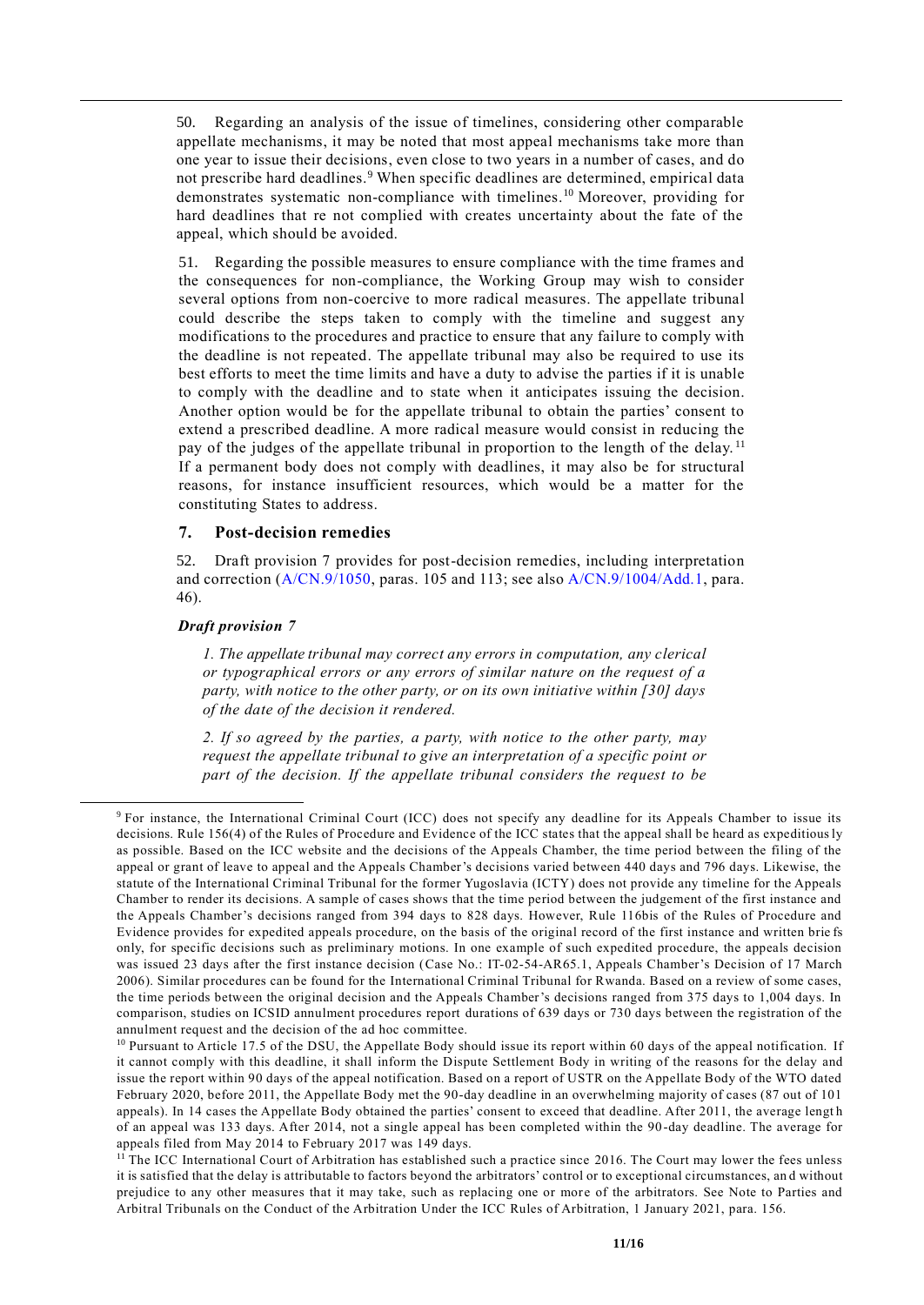50. Regarding an analysis of the issue of timelines, considering other comparable appellate mechanisms, it may be noted that most appeal mechanisms take more than one year to issue their decisions, even close to two years in a number of cases, and do not prescribe hard deadlines.[9] When specific deadlines are determined, empirical data demonstrates systematic non-compliance with timelines.[10] Moreover, providing for hard deadlines that re not complied with creates uncertainty about the fate of the appeal, which should be avoided.

51. Regarding the possible measures to ensure compliance with the time frames and the consequences for non-compliance, the Working Group may wish to consider several options from non-coercive to more radical measures. The appellate tribunal could describe the steps taken to comply with the timeline and suggest any modifications to the procedures and practice to ensure that any failure to comply with the deadline is not repeated. The appellate tribunal may also be required to use its best efforts to meet the time limits and have a duty to advise the parties if it is unable to comply with the deadline and to state when it anticipates issuing the decision. Another option would be for the appellate tribunal to obtain the parties' consent to extend a prescribed deadline. A more radical measure would consist in reducing the pay of the judges of the appellate tribunal in proportion to the length of the delay.[11] If a permanent body does not comply with deadlines, it may also be for structural reasons, for instance insufficient resources, which would be a matter for the constituting States to address.

## 7. Post-decision remedies

52. Draft provision 7 provides for post-decision remedies, including interpretation and correction (A/CN.9/1050, paras. 105 and 113; see also A/CN.9/1004/Add.1, para. 46).

***Draft provision 7***

*1. The appellate tribunal may correct any errors in computation, any clerical or typographical errors or any errors of similar nature on the request of a party, with notice to the other party, or on its own initiative within [30] days of the date of the decision it rendered.*

*2. If so agreed by the parties, a party, with notice to the other party, may request the appellate tribunal to give an interpretation of a specific point or part of the decision. If the appellate tribunal considers the request to be*

---

[9] For instance, the International Criminal Court (ICC) does not specify any deadline for its Appeals Chamber to issue its decisions. Rule 156(4) of the Rules of Procedure and Evidence of the ICC states that the appeal shall be heard as expeditiously as possible. Based on the ICC website and the decisions of the Appeals Chamber, the time period between the filing of the appeal or grant of leave to appeal and the Appeals Chamber's decisions varied between 440 days and 796 days. Likewise, the statute of the International Criminal Tribunal for the former Yugoslavia (ICTY) does not provide any timeline for the Appeals Chamber to render its decisions. A sample of cases shows that the time period between the judgement of the first instance and the Appeals Chamber's decisions ranged from 394 days to 828 days. However, Rule 116bis of the Rules of Procedure and Evidence provides for expedited appeals procedure, on the basis of the original record of the first instance and written briefs only, for specific decisions such as preliminary motions. In one example of such expedited procedure, the appeals decision was issued 23 days after the first instance decision (Case No.: IT-02-54-AR65.1, Appeals Chamber's Decision of 17 March 2006). Similar procedures can be found for the International Criminal Tribunal for Rwanda. Based on a review of some cases, the time periods between the original decision and the Appeals Chamber's decisions ranged from 375 days to 1,004 days. In comparison, studies on ICSID annulment procedures report durations of 639 days or 730 days between the registration of the annulment request and the decision of the ad hoc committee.

[10] Pursuant to Article 17.5 of the DSU, the Appellate Body should issue its report within 60 days of the appeal notification. If it cannot comply with this deadline, it shall inform the Dispute Settlement Body in writing of the reasons for the delay and issue the report within 90 days of the appeal notification. Based on a report of USTR on the Appellate Body of the WTO dated February 2020, before 2011, the Appellate Body met the 90-day deadline in an overwhelming majority of cases (87 out of 101 appeals). In 14 cases the Appellate Body obtained the parties' consent to exceed that deadline. After 2011, the average length of an appeal was 133 days. After 2014, not a single appeal has been completed within the 90-day deadline. The average for appeals filed from May 2014 to February 2017 was 149 days.

[11] The ICC International Court of Arbitration has established such a practice since 2016. The Court may lower the fees unless it is satisfied that the delay is attributable to factors beyond the arbitrators' control or to exceptional circumstances, and without prejudice to any other measures that it may take, such as replacing one or more of the arbitrators. See Note to Parties and Arbitral Tribunals on the Conduct of the Arbitration Under the ICC Rules of Arbitration, 1 January 2021, para. 156.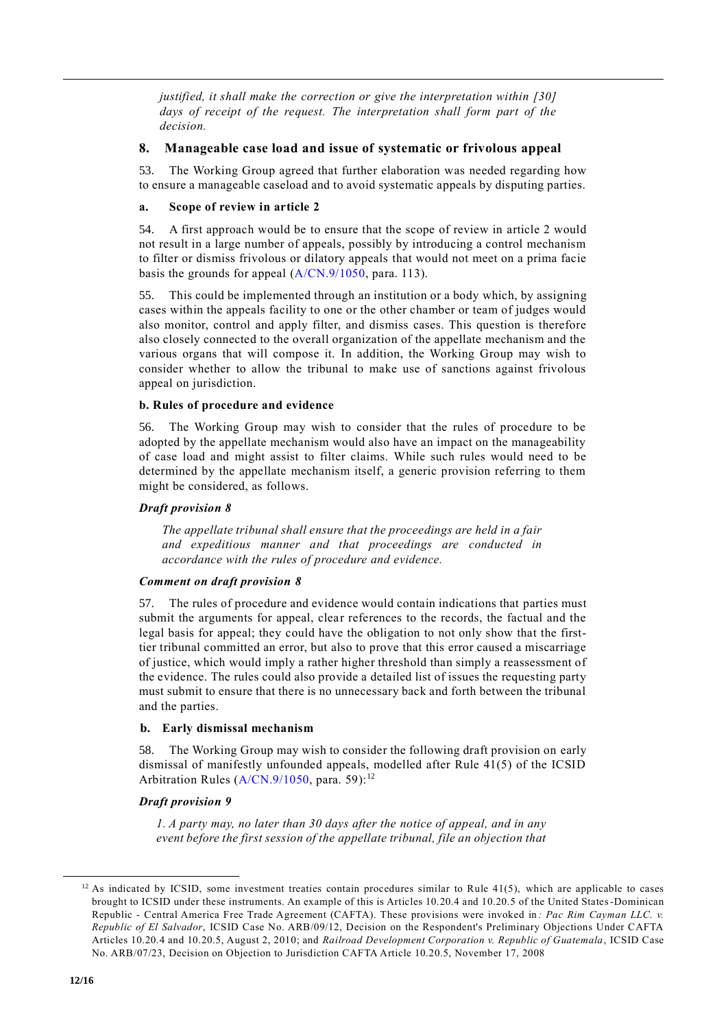*justified, it shall make the correction or give the interpretation within [30] days of receipt of the request. The interpretation shall form part of the decision.*

## 8. Manageable case load and issue of systematic or frivolous appeal

53. The Working Group agreed that further elaboration was needed regarding how to ensure a manageable caseload and to avoid systematic appeals by disputing parties.

### a. Scope of review in article 2

54. A first approach would be to ensure that the scope of review in article 2 would not result in a large number of appeals, possibly by introducing a control mechanism to filter or dismiss frivolous or dilatory appeals that would not meet on a prima facie basis the grounds for appeal (A/CN.9/1050, para. 113).

55. This could be implemented through an institution or a body which, by assigning cases within the appeals facility to one or the other chamber or team of judges would also monitor, control and apply filter, and dismiss cases. This question is therefore also closely connected to the overall organization of the appellate mechanism and the various organs that will compose it. In addition, the Working Group may wish to consider whether to allow the tribunal to make use of sanctions against frivolous appeal on jurisdiction.

### b. Rules of procedure and evidence

56. The Working Group may wish to consider that the rules of procedure to be adopted by the appellate mechanism would also have an impact on the manageability of case load and might assist to filter claims. While such rules would need to be determined by the appellate mechanism itself, a generic provision referring to them might be considered, as follows.

***Draft provision 8***

*The appellate tribunal shall ensure that the proceedings are held in a fair and expeditious manner and that proceedings are conducted in accordance with the rules of procedure and evidence.*

***Comment on draft provision 8***

57. The rules of procedure and evidence would contain indications that parties must submit the arguments for appeal, clear references to the records, the factual and the legal basis for appeal; they could have the obligation to not only show that the first-tier tribunal committed an error, but also to prove that this error caused a miscarriage of justice, which would imply a rather higher threshold than simply a reassessment of the evidence. The rules could also provide a detailed list of issues the requesting party must submit to ensure that there is no unnecessary back and forth between the tribunal and the parties.

### b. Early dismissal mechanism

58. The Working Group may wish to consider the following draft provision on early dismissal of manifestly unfounded appeals, modelled after Rule 41(5) of the ICSID Arbitration Rules (A/CN.9/1050, para. 59):[12]

***Draft provision 9***

*1. A party may, no later than 30 days after the notice of appeal, and in any event before the first session of the appellate tribunal, file an objection that*

[12] As indicated by ICSID, some investment treaties contain procedures similar to Rule 41(5), which are applicable to cases brought to ICSID under these instruments. An example of this is Articles 10.20.4 and 10.20.5 of the United States-Dominican Republic - Central America Free Trade Agreement (CAFTA). These provisions were invoked in*: Pac Rim Cayman LLC. v. Republic of El Salvador*, ICSID Case No. ARB/09/12, Decision on the Respondent's Preliminary Objections Under CAFTA Articles 10.20.4 and 10.20.5, August 2, 2010; and *Railroad Development Corporation v. Republic of Guatemala*, ICSID Case No. ARB/07/23, Decision on Objection to Jurisdiction CAFTA Article 10.20.5, November 17, 2008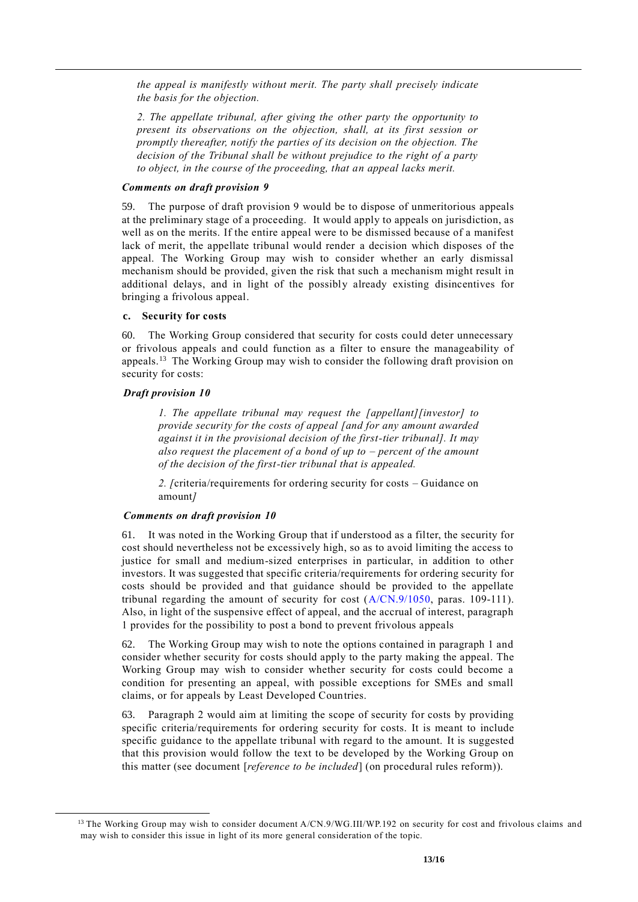*the appeal is manifestly without merit. The party shall precisely indicate the basis for the objection.*

*2. The appellate tribunal, after giving the other party the opportunity to present its observations on the objection, shall, at its first session or promptly thereafter, notify the parties of its decision on the objection. The decision of the Tribunal shall be without prejudice to the right of a party to object, in the course of the proceeding, that an appeal lacks merit.*

***Comments on draft provision 9***

59. The purpose of draft provision 9 would be to dispose of unmeritorious appeals at the preliminary stage of a proceeding. It would apply to appeals on jurisdiction, as well as on the merits. If the entire appeal were to be dismissed because of a manifest lack of merit, the appellate tribunal would render a decision which disposes of the appeal. The Working Group may wish to consider whether an early dismissal mechanism should be provided, given the risk that such a mechanism might result in additional delays, and in light of the possibly already existing disincentives for bringing a frivolous appeal.

**c. Security for costs**

60. The Working Group considered that security for costs could deter unnecessary or frivolous appeals and could function as a filter to ensure the manageability of appeals.[13] The Working Group may wish to consider the following draft provision on security for costs:

***Draft provision 10***

*1. The appellate tribunal may request the [appellant][investor] to provide security for the costs of appeal [and for any amount awarded against it in the provisional decision of the first-tier tribunal]. It may also request the placement of a bond of up to – percent of the amount of the decision of the first-tier tribunal that is appealed.*

*2. [*criteria/requirements for ordering security for costs – Guidance on amount*]*

***Comments on draft provision 10***

61. It was noted in the Working Group that if understood as a filter, the security for cost should nevertheless not be excessively high, so as to avoid limiting the access to justice for small and medium-sized enterprises in particular, in addition to other investors. It was suggested that specific criteria/requirements for ordering security for costs should be provided and that guidance should be provided to the appellate tribunal regarding the amount of security for cost (A/CN.9/1050, paras. 109-111). Also, in light of the suspensive effect of appeal, and the accrual of interest, paragraph 1 provides for the possibility to post a bond to prevent frivolous appeals

62. The Working Group may wish to note the options contained in paragraph 1 and consider whether security for costs should apply to the party making the appeal. The Working Group may wish to consider whether security for costs could become a condition for presenting an appeal, with possible exceptions for SMEs and small claims, or for appeals by Least Developed Countries.

63. Paragraph 2 would aim at limiting the scope of security for costs by providing specific criteria/requirements for ordering security for costs. It is meant to include specific guidance to the appellate tribunal with regard to the amount. It is suggested that this provision would follow the text to be developed by the Working Group on this matter (see document [*reference to be included*] (on procedural rules reform)).

---

[13] The Working Group may wish to consider document A/CN.9/WG.III/WP.192 on security for cost and frivolous claims and may wish to consider this issue in light of its more general consideration of the topic.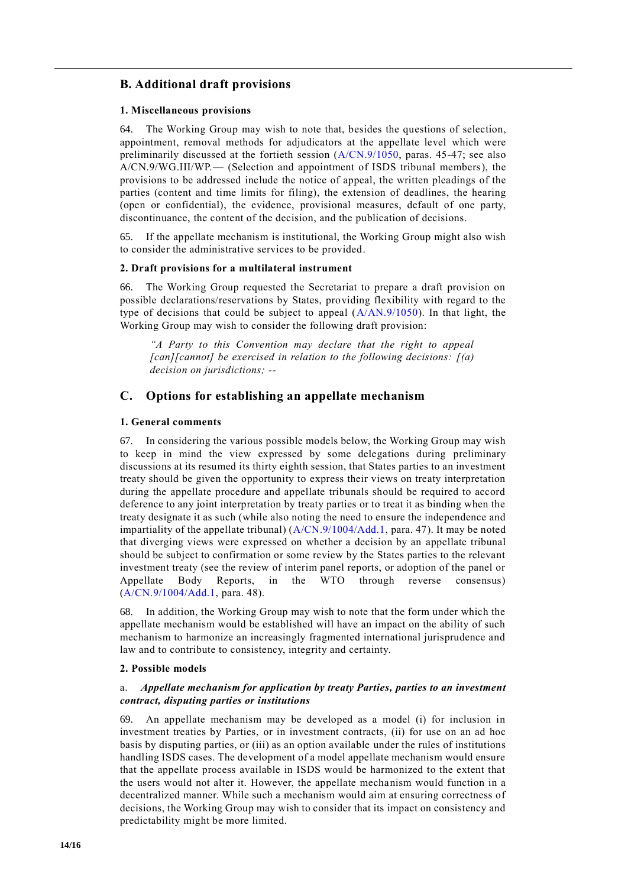## B. Additional draft provisions

### 1. Miscellaneous provisions

64. The Working Group may wish to note that, besides the questions of selection, appointment, removal methods for adjudicators at the appellate level which were preliminarily discussed at the fortieth session (A/CN.9/1050, paras. 45-47; see also A/CN.9/WG.III/WP.— (Selection and appointment of ISDS tribunal members), the provisions to be addressed include the notice of appeal, the written pleadings of the parties (content and time limits for filing), the extension of deadlines, the hearing (open or confidential), the evidence, provisional measures, default of one party, discontinuance, the content of the decision, and the publication of decisions.

65. If the appellate mechanism is institutional, the Working Group might also wish to consider the administrative services to be provided.

### 2. Draft provisions for a multilateral instrument

66. The Working Group requested the Secretariat to prepare a draft provision on possible declarations/reservations by States, providing flexibility with regard to the type of decisions that could be subject to appeal (A/AN.9/1050). In that light, the Working Group may wish to consider the following draft provision:

> *"A Party to this Convention may declare that the right to appeal [can][cannot] be exercised in relation to the following decisions: [(a) decision on jurisdictions; --*

## C. Options for establishing an appellate mechanism

### 1. General comments

67. In considering the various possible models below, the Working Group may wish to keep in mind the view expressed by some delegations during preliminary discussions at its resumed its thirty eighth session, that States parties to an investment treaty should be given the opportunity to express their views on treaty interpretation during the appellate procedure and appellate tribunals should be required to accord deference to any joint interpretation by treaty parties or to treat it as binding when the treaty designate it as such (while also noting the need to ensure the independence and impartiality of the appellate tribunal) (A/CN.9/1004/Add.1, para. 47). It may be noted that diverging views were expressed on whether a decision by an appellate tribunal should be subject to confirmation or some review by the States parties to the relevant investment treaty (see the review of interim panel reports, or adoption of the panel or Appellate Body Reports, in the WTO through reverse consensus) (A/CN.9/1004/Add.1, para. 48).

68. In addition, the Working Group may wish to note that the form under which the appellate mechanism would be established will have an impact on the ability of such mechanism to harmonize an increasingly fragmented international jurisprudence and law and to contribute to consistency, integrity and certainty.

### 2. Possible models

a. ***Appellate mechanism for application by treaty Parties, parties to an investment contract, disputing parties or institutions***

69. An appellate mechanism may be developed as a model (i) for inclusion in investment treaties by Parties, or in investment contracts, (ii) for use on an ad hoc basis by disputing parties, or (iii) as an option available under the rules of institutions handling ISDS cases. The development of a model appellate mechanism would ensure that the appellate process available in ISDS would be harmonized to the extent that the users would not alter it. However, the appellate mechanism would function in a decentralized manner. While such a mechanism would aim at ensuring correctness of decisions, the Working Group may wish to consider that its impact on consistency and predictability might be more limited.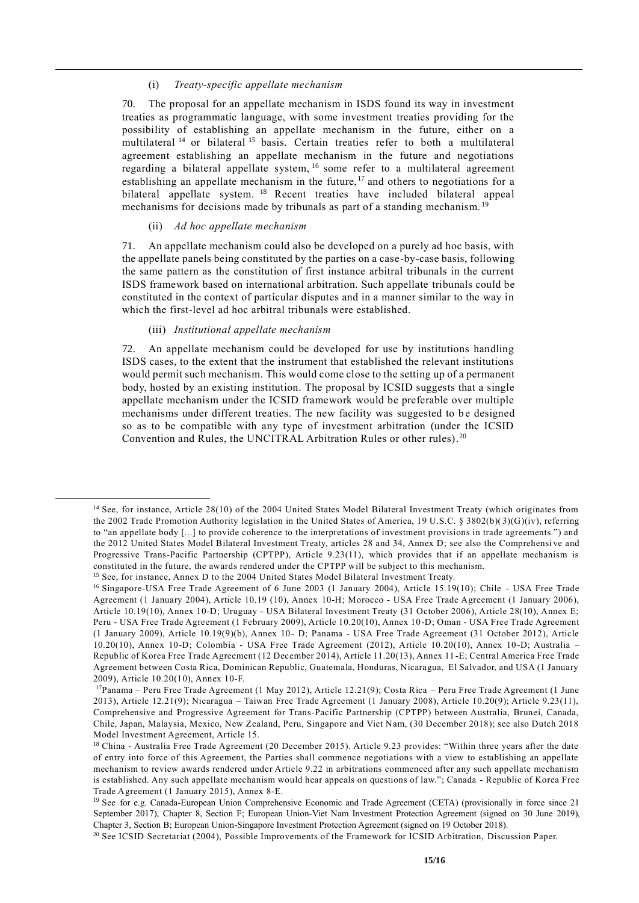(i) *Treaty-specific appellate mechanism*

70. The proposal for an appellate mechanism in ISDS found its way in investment treaties as programmatic language, with some investment treaties providing for the possibility of establishing an appellate mechanism in the future, either on a multilateral [14] or bilateral [15] basis. Certain treaties refer to both a multilateral agreement establishing an appellate mechanism in the future and negotiations regarding a bilateral appellate system, [16] some refer to a multilateral agreement establishing an appellate mechanism in the future, [17] and others to negotiations for a bilateral appellate system. [18] Recent treaties have included bilateral appeal mechanisms for decisions made by tribunals as part of a standing mechanism. [19]

(ii) *Ad hoc appellate mechanism*

71. An appellate mechanism could also be developed on a purely ad hoc basis, with the appellate panels being constituted by the parties on a case-by-case basis, following the same pattern as the constitution of first instance arbitral tribunals in the current ISDS framework based on international arbitration. Such appellate tribunals could be constituted in the context of particular disputes and in a manner similar to the way in which the first-level ad hoc arbitral tribunals were established.

(iii) *Institutional appellate mechanism*

72. An appellate mechanism could be developed for use by institutions handling ISDS cases, to the extent that the instrument that established the relevant institutions would permit such mechanism. This would come close to the setting up of a permanent body, hosted by an existing institution. The proposal by ICSID suggests that a single appellate mechanism under the ICSID framework would be preferable over multiple mechanisms under different treaties. The new facility was suggested to be designed so as to be compatible with any type of investment arbitration (under the ICSID Convention and Rules, the UNCITRAL Arbitration Rules or other rules). [20]

---

[14] See, for instance, Article 28(10) of the 2004 United States Model Bilateral Investment Treaty (which originates from the 2002 Trade Promotion Authority legislation in the United States of America, 19 U.S.C. § 3802(b)(3)(G)(iv), referring to "an appellate body [...] to provide coherence to the interpretations of investment provisions in trade agreements.") and the 2012 United States Model Bilateral Investment Treaty, articles 28 and 34, Annex D; see also the Comprehensive and Progressive Trans-Pacific Partnership (CPTPP), Article 9.23(11), which provides that if an appellate mechanism is constituted in the future, the awards rendered under the CPTPP will be subject to this mechanism.

[15] See, for instance, Annex D to the 2004 United States Model Bilateral Investment Treaty.

[16] Singapore-USA Free Trade Agreement of 6 June 2003 (1 January 2004), Article 15.19(10); Chile - USA Free Trade Agreement (1 January 2004), Article 10.19 (10), Annex 10-H; Morocco - USA Free Trade Agreement (1 January 2006), Article 10.19(10), Annex 10-D; Uruguay - USA Bilateral Investment Treaty (31 October 2006), Article 28(10), Annex E; Peru - USA Free Trade Agreement (1 February 2009), Article 10.20(10), Annex 10-D; Oman - USA Free Trade Agreement (1 January 2009), Article 10.19(9)(b), Annex 10- D; Panama - USA Free Trade Agreement (31 October 2012), Article 10.20(10), Annex 10-D; Colombia - USA Free Trade Agreement (2012), Article 10.20(10), Annex 10-D; Australia – Republic of Korea Free Trade Agreement (12 December 2014), Article 11.20(13), Annex 11-E; Central America Free Trade Agreement between Costa Rica, Dominican Republic, Guatemala, Honduras, Nicaragua, El Salvador, and USA (1 January 2009), Article 10.20(10), Annex 10-F.

[17] Panama – Peru Free Trade Agreement (1 May 2012), Article 12.21(9); Costa Rica – Peru Free Trade Agreement (1 June 2013), Article 12.21(9); Nicaragua – Taiwan Free Trade Agreement (1 January 2008), Article 10.20(9); Article 9.23(11), Comprehensive and Progressive Agreement for Trans-Pacific Partnership (CPTPP) between Australia, Brunei, Canada, Chile, Japan, Malaysia, Mexico, New Zealand, Peru, Singapore and Viet Nam, (30 December 2018); see also Dutch 2018 Model Investment Agreement, Article 15.

[18] China - Australia Free Trade Agreement (20 December 2015). Article 9.23 provides: "Within three years after the date of entry into force of this Agreement, the Parties shall commence negotiations with a view to establishing an appellate mechanism to review awards rendered under Article 9.22 in arbitrations commenced after any such appellate mechanism is established. Any such appellate mechanism would hear appeals on questions of law."; Canada - Republic of Korea Free Trade Agreement (1 January 2015), Annex 8-E.

[19] See for e.g. Canada-European Union Comprehensive Economic and Trade Agreement (CETA) (provisionally in force since 21 September 2017), Chapter 8, Section F; European Union-Viet Nam Investment Protection Agreement (signed on 30 June 2019), Chapter 3, Section B; European Union-Singapore Investment Protection Agreement (signed on 19 October 2018).

[20] See ICSID Secretariat (2004), Possible Improvements of the Framework for ICSID Arbitration, Discussion Paper.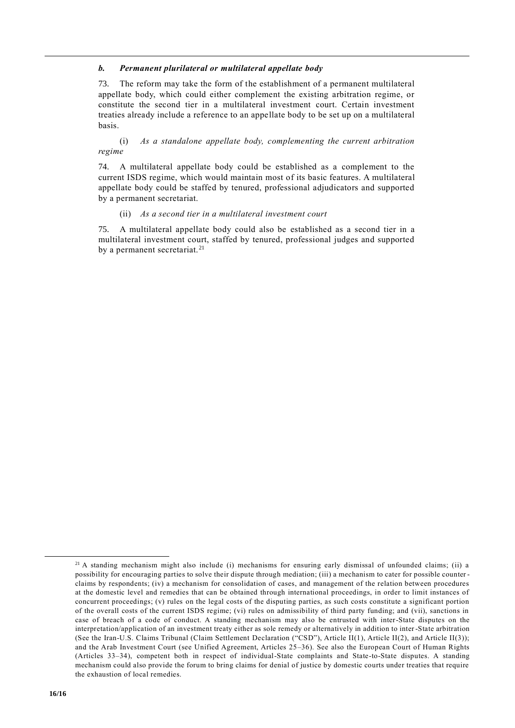### *b. Permanent plurilateral or multilateral appellate body*

73. The reform may take the form of the establishment of a permanent multilateral appellate body, which could either complement the existing arbitration regime, or constitute the second tier in a multilateral investment court. Certain investment treaties already include a reference to an appellate body to be set up on a multilateral basis.

(i) *As a standalone appellate body, complementing the current arbitration regime*

74. A multilateral appellate body could be established as a complement to the current ISDS regime, which would maintain most of its basic features. A multilateral appellate body could be staffed by tenured, professional adjudicators and supported by a permanent secretariat.

(ii) *As a second tier in a multilateral investment court*

75. A multilateral appellate body could also be established as a second tier in a multilateral investment court, staffed by tenured, professional judges and supported by a permanent secretariat.[21]

---

[21] A standing mechanism might also include (i) mechanisms for ensuring early dismissal of unfounded claims; (ii) a possibility for encouraging parties to solve their dispute through mediation; (iii) a mechanism to cater for possible counter-claims by respondents; (iv) a mechanism for consolidation of cases, and management of the relation between procedures at the domestic level and remedies that can be obtained through international proceedings, in order to limit instances of concurrent proceedings; (v) rules on the legal costs of the disputing parties, as such costs constitute a significant portion of the overall costs of the current ISDS regime; (vi) rules on admissibility of third party funding; and (vii), sanctions in case of breach of a code of conduct. A standing mechanism may also be entrusted with inter-State disputes on the interpretation/application of an investment treaty either as sole remedy or alternatively in addition to inter-State arbitration (See the Iran-U.S. Claims Tribunal (Claim Settlement Declaration ("CSD"), Article II(1), Article II(2), and Article II(3)); and the Arab Investment Court (see Unified Agreement, Articles 25–36). See also the European Court of Human Rights (Articles 33–34), competent both in respect of individual-State complaints and State-to-State disputes. A standing mechanism could also provide the forum to bring claims for denial of justice by domestic courts under treaties that require the exhaustion of local remedies.